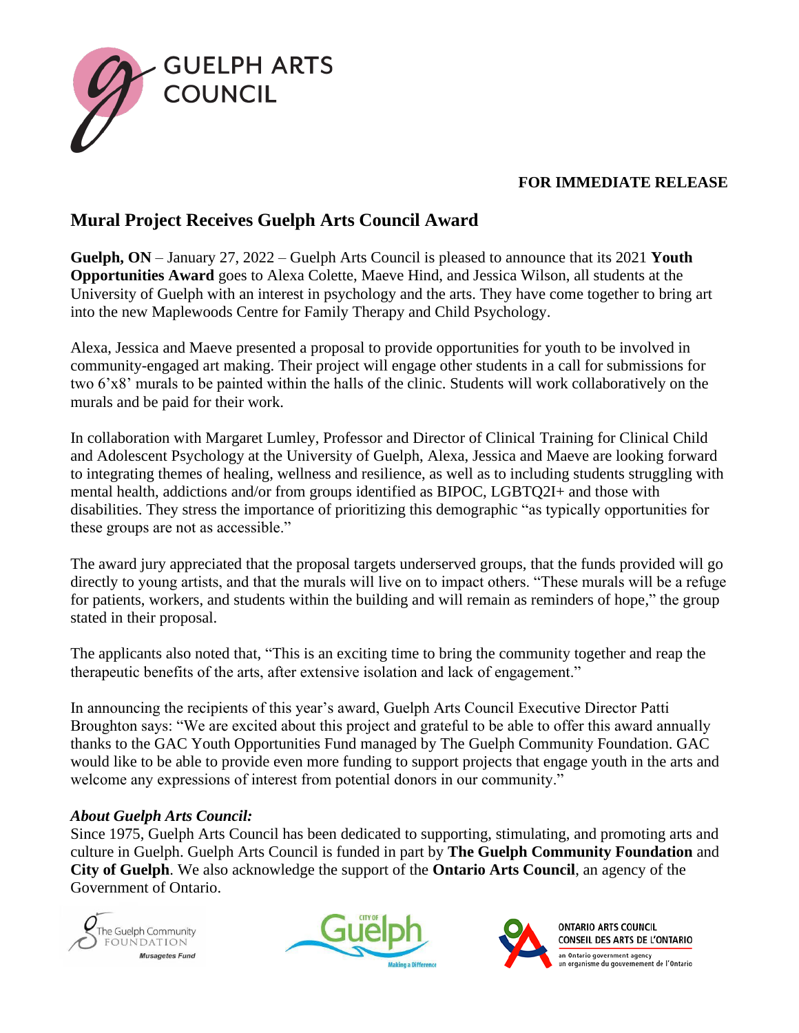GUELPH ARTS COUNCIL

**FOR IMMEDIATE RELEASE**

## Mural Project Receives Guelph Arts Council Award

**Guelph, ON** – January 27, 2022 – Guelph Arts Council is pleased to announce that its 2021 **Youth Opportunities Award** goes to Alexa Colette, Maeve Hind, and Jessica Wilson, all students at the University of Guelph with an interest in psychology and the arts. They have come together to bring art into the new Maplewoods Centre for Family Therapy and Child Psychology.

Alexa, Jessica and Maeve presented a proposal to provide opportunities for youth to be involved in community-engaged art making. Their project will engage other students in a call for submissions for two 6'x8' murals to be painted within the halls of the clinic. Students will work collaboratively on the murals and be paid for their work.

In collaboration with Margaret Lumley, Professor and Director of Clinical Training for Clinical Child and Adolescent Psychology at the University of Guelph, Alexa, Jessica and Maeve are looking forward to integrating themes of healing, wellness and resilience, as well as to including students struggling with mental health, addictions and/or from groups identified as BIPOC, LGBTQ2I+ and those with disabilities. They stress the importance of prioritizing this demographic "as typically opportunities for these groups are not as accessible."

The award jury appreciated that the proposal targets underserved groups, that the funds provided will go directly to young artists, and that the murals will live on to impact others. "These murals will be a refuge for patients, workers, and students within the building and will remain as reminders of hope," the group stated in their proposal.

The applicants also noted that, "This is an exciting time to bring the community together and reap the therapeutic benefits of the arts, after extensive isolation and lack of engagement."

In announcing the recipients of this year's award, Guelph Arts Council Executive Director Patti Broughton says: "We are excited about this project and grateful to be able to offer this award annually thanks to the GAC Youth Opportunities Fund managed by The Guelph Community Foundation. GAC would like to be able to provide even more funding to support projects that engage youth in the arts and welcome any expressions of interest from potential donors in our community."

***About Guelph Arts Council:***

Since 1975, Guelph Arts Council has been dedicated to supporting, stimulating, and promoting arts and culture in Guelph. Guelph Arts Council is funded in part by **The Guelph Community Foundation** and **City of Guelph**. We also acknowledge the support of the **Ontario Arts Council**, an agency of the Government of Ontario.

The Guelph Community Foundation — *Musagetes Fund*

City of Guelph — Making a Difference

ONTARIO ARTS COUNCIL
CONSEIL DES ARTS DE L'ONTARIO
an Ontario government agency
un organisme du gouvernement de l'Ontario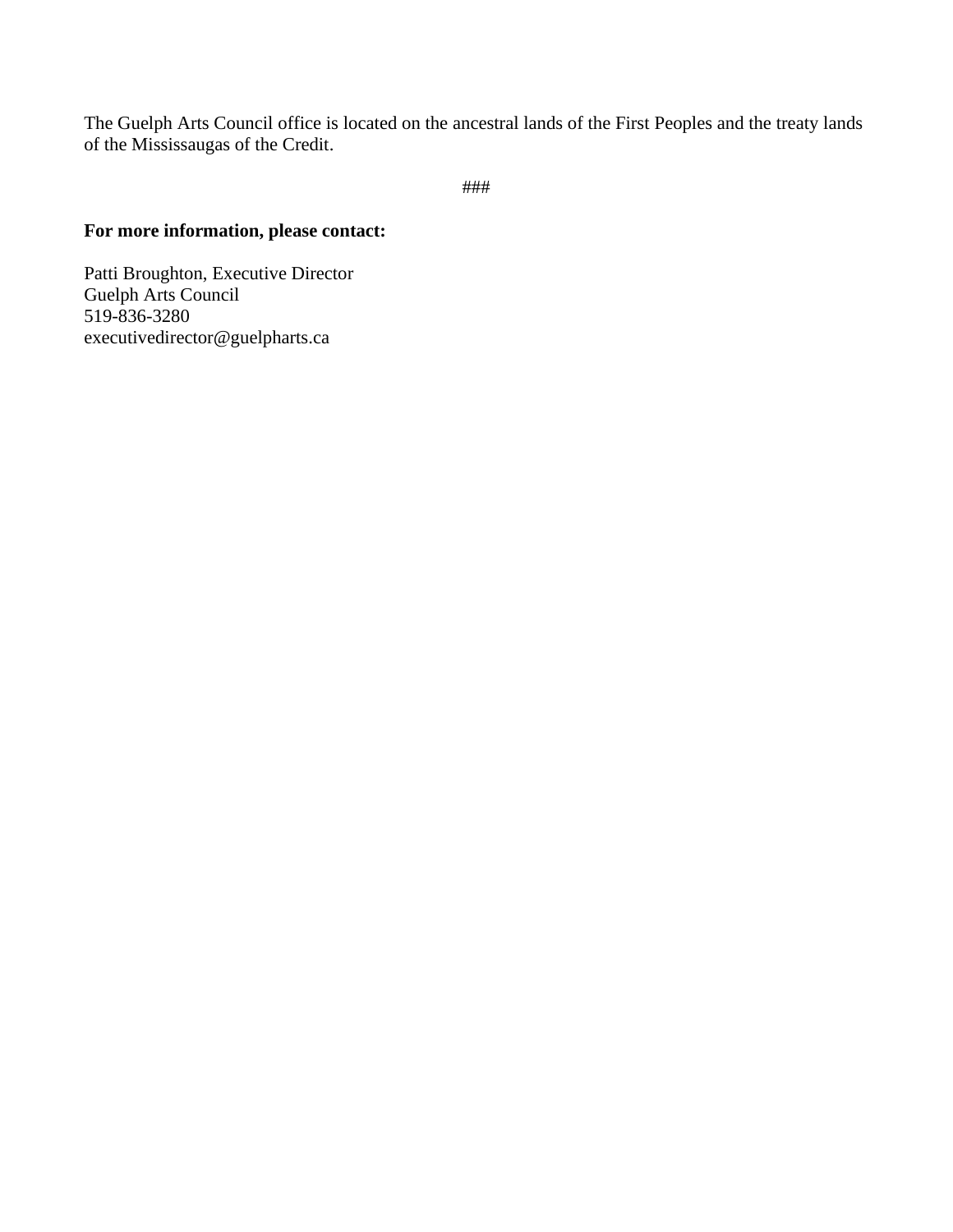The Guelph Arts Council office is located on the ancestral lands of the First Peoples and the treaty lands of the Mississaugas of the Credit.

###

**For more information, please contact:**

Patti Broughton, Executive Director
Guelph Arts Council
519-836-3280
executivedirector@guelpharts.ca